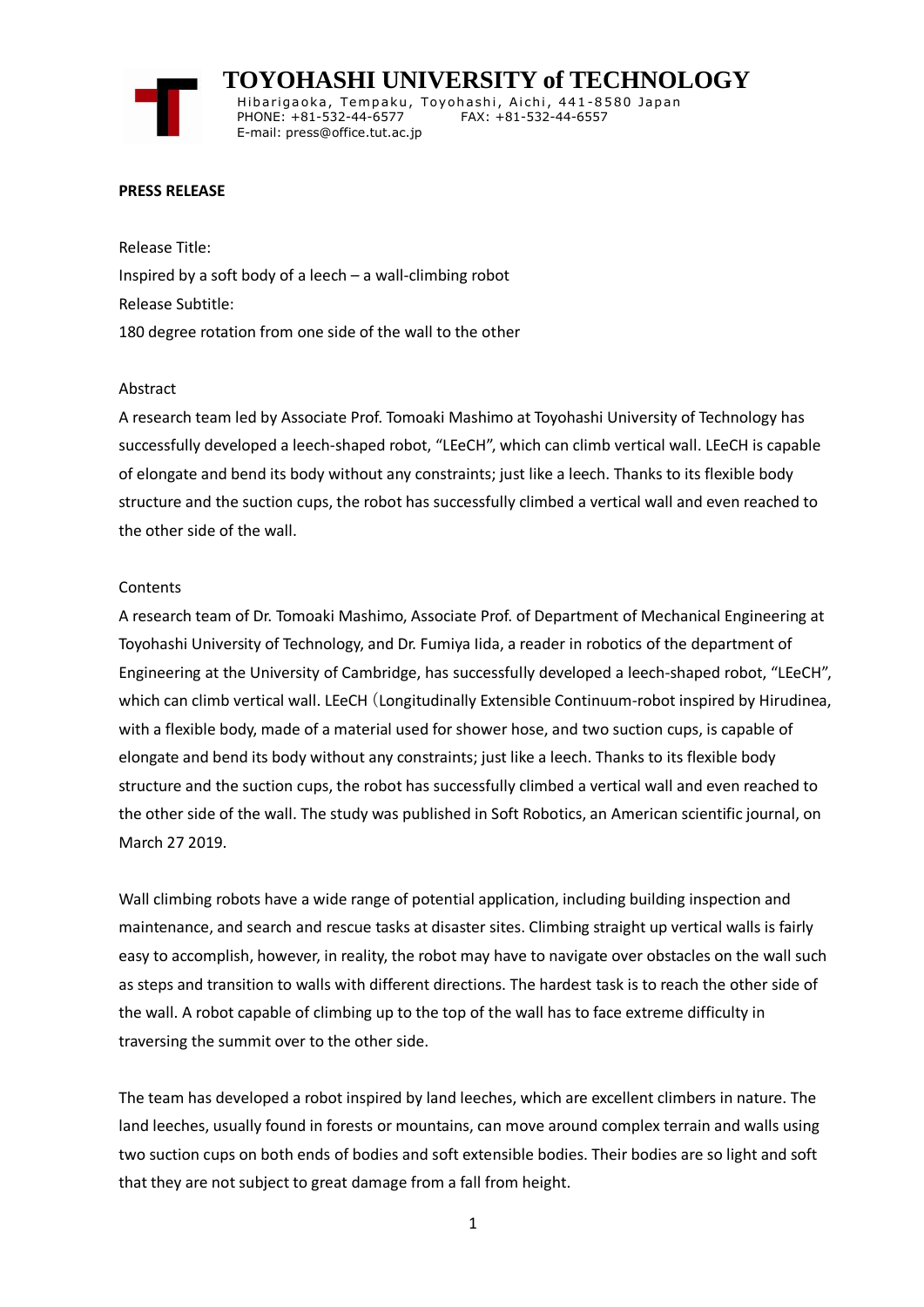# TOYOHASHI UNIVERSITY of TECHNOLOGY

Hibarigaoka, Tempaku, Toyohashi, Aichi, 441-8580 Japan
PHONE: +81-532-44-6577 FAX: +81-532-44-6557
E-mail: press@office.tut.ac.jp

**PRESS RELEASE**

Release Title:

Inspired by a soft body of a leech – a wall-climbing robot

Release Subtitle:

180 degree rotation from one side of the wall to the other

Abstract

A research team led by Associate Prof. Tomoaki Mashimo at Toyohashi University of Technology has successfully developed a leech-shaped robot, "LEeCH", which can climb vertical wall. LEeCH is capable of elongate and bend its body without any constraints; just like a leech. Thanks to its flexible body structure and the suction cups, the robot has successfully climbed a vertical wall and even reached to the other side of the wall.

Contents

A research team of Dr. Tomoaki Mashimo, Associate Prof. of Department of Mechanical Engineering at Toyohashi University of Technology, and Dr. Fumiya Iida, a reader in robotics of the department of Engineering at the University of Cambridge, has successfully developed a leech-shaped robot, "LEeCH", which can climb vertical wall. LEeCH（Longitudinally Extensible Continuum-robot inspired by Hirudinea, with a flexible body, made of a material used for shower hose, and two suction cups, is capable of elongate and bend its body without any constraints; just like a leech. Thanks to its flexible body structure and the suction cups, the robot has successfully climbed a vertical wall and even reached to the other side of the wall. The study was published in Soft Robotics, an American scientific journal, on March 27 2019.

Wall climbing robots have a wide range of potential application, including building inspection and maintenance, and search and rescue tasks at disaster sites. Climbing straight up vertical walls is fairly easy to accomplish, however, in reality, the robot may have to navigate over obstacles on the wall such as steps and transition to walls with different directions. The hardest task is to reach the other side of the wall. A robot capable of climbing up to the top of the wall has to face extreme difficulty in traversing the summit over to the other side.

The team has developed a robot inspired by land leeches, which are excellent climbers in nature. The land leeches, usually found in forests or mountains, can move around complex terrain and walls using two suction cups on both ends of bodies and soft extensible bodies. Their bodies are so light and soft that they are not subject to great damage from a fall from height.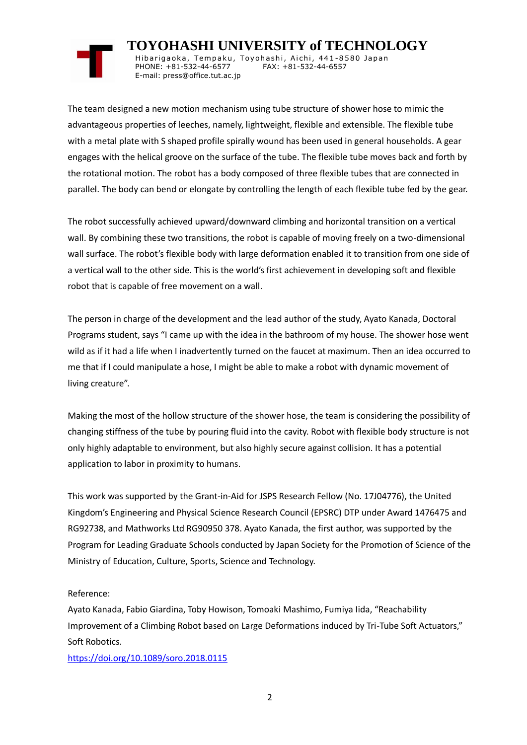The team designed a new motion mechanism using tube structure of shower hose to mimic the advantageous properties of leeches, namely, lightweight, flexible and extensible. The flexible tube with a metal plate with S shaped profile spirally wound has been used in general households. A gear engages with the helical groove on the surface of the tube. The flexible tube moves back and forth by the rotational motion. The robot has a body composed of three flexible tubes that are connected in parallel. The body can bend or elongate by controlling the length of each flexible tube fed by the gear.

The robot successfully achieved upward/downward climbing and horizontal transition on a vertical wall. By combining these two transitions, the robot is capable of moving freely on a two-dimensional wall surface. The robot's flexible body with large deformation enabled it to transition from one side of a vertical wall to the other side. This is the world's first achievement in developing soft and flexible robot that is capable of free movement on a wall.

The person in charge of the development and the lead author of the study, Ayato Kanada, Doctoral Programs student, says "I came up with the idea in the bathroom of my house. The shower hose went wild as if it had a life when I inadvertently turned on the faucet at maximum. Then an idea occurred to me that if I could manipulate a hose, I might be able to make a robot with dynamic movement of living creature".

Making the most of the hollow structure of the shower hose, the team is considering the possibility of changing stiffness of the tube by pouring fluid into the cavity. Robot with flexible body structure is not only highly adaptable to environment, but also highly secure against collision. It has a potential application to labor in proximity to humans.

This work was supported by the Grant-in-Aid for JSPS Research Fellow (No. 17J04776), the United Kingdom's Engineering and Physical Science Research Council (EPSRC) DTP under Award 1476475 and RG92738, and Mathworks Ltd RG90950 378. Ayato Kanada, the first author, was supported by the Program for Leading Graduate Schools conducted by Japan Society for the Promotion of Science of the Ministry of Education, Culture, Sports, Science and Technology.

Reference:
Ayato Kanada, Fabio Giardina, Toby Howison, Tomoaki Mashimo, Fumiya Iida, "Reachability Improvement of a Climbing Robot based on Large Deformations induced by Tri-Tube Soft Actuators," Soft Robotics.
https://doi.org/10.1089/soro.2018.0115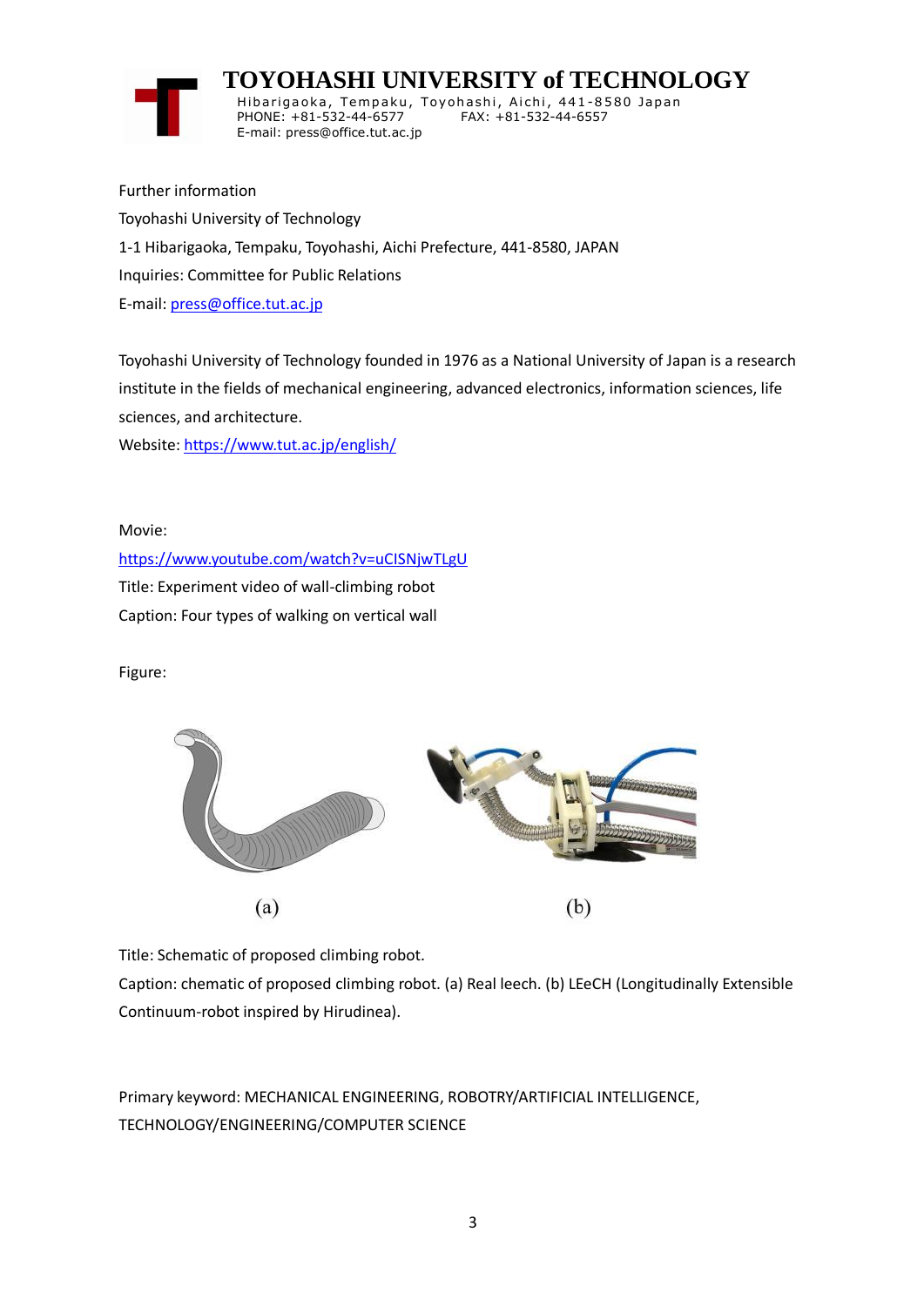# TOYOHASHI UNIVERSITY of TECHNOLOGY

Hibarigaoka, Tempaku, Toyohashi, Aichi, 441-8580 Japan
PHONE: +81-532-44-6577 FAX: +81-532-44-6557
E-mail: press@office.tut.ac.jp

Further information
Toyohashi University of Technology
1-1 Hibarigaoka, Tempaku, Toyohashi, Aichi Prefecture, 441-8580, JAPAN
Inquiries: Committee for Public Relations
E-mail: press@office.tut.ac.jp

Toyohashi University of Technology founded in 1976 as a National University of Japan is a research institute in the fields of mechanical engineering, advanced electronics, information sciences, life sciences, and architecture.
Website: https://www.tut.ac.jp/english/

Movie:
https://www.youtube.com/watch?v=uCISNjwTLgU
Title: Experiment video of wall-climbing robot
Caption: Four types of walking on vertical wall

Figure:

(a) (b)

Title: Schematic of proposed climbing robot.
Caption: chematic of proposed climbing robot. (a) Real leech. (b) LEeCH (Longitudinally Extensible Continuum-robot inspired by Hirudinea).

Primary keyword: MECHANICAL ENGINEERING, ROBOTRY/ARTIFICIAL INTELLIGENCE, TECHNOLOGY/ENGINEERING/COMPUTER SCIENCE